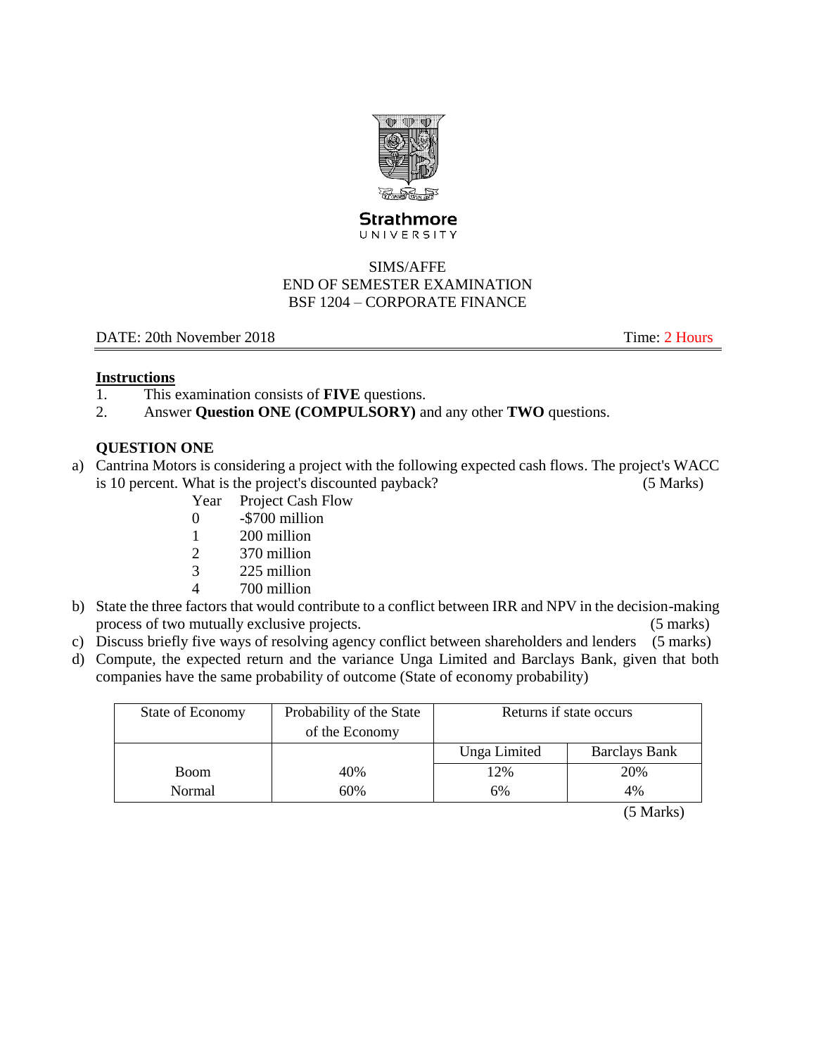Strathmore
UNIVERSITY

SIMS/AFFE
END OF SEMESTER EXAMINATION
BSF 1204 – CORPORATE FINANCE

DATE: 20th November 2018 Time: 2 Hours

**Instructions**

1. This examination consists of **FIVE** questions.
2. Answer **Question ONE (COMPULSORY)** and any other **TWO** questions.

**QUESTION ONE**

a) Cantrina Motors is considering a project with the following expected cash flows. The project's WACC is 10 percent. What is the project's discounted payback? (5 Marks)

| Year | Project Cash Flow |
|---|---|
| 0 | -$700 million |
| 1 | 200 million |
| 2 | 370 million |
| 3 | 225 million |
| 4 | 700 million |

b) State the three factors that would contribute to a conflict between IRR and NPV in the decision-making process of two mutually exclusive projects. (5 marks)

c) Discuss briefly five ways of resolving agency conflict between shareholders and lenders (5 marks)

d) Compute, the expected return and the variance Unga Limited and Barclays Bank, given that both companies have the same probability of outcome (State of economy probability)

| State of Economy | Probability of the State of the Economy | Returns if state occurs | |
|---|---|---|---|
| | | Unga Limited | Barclays Bank |
| Boom | 40% | 12% | 20% |
| Normal | 60% | 6% | 4% |

(5 Marks)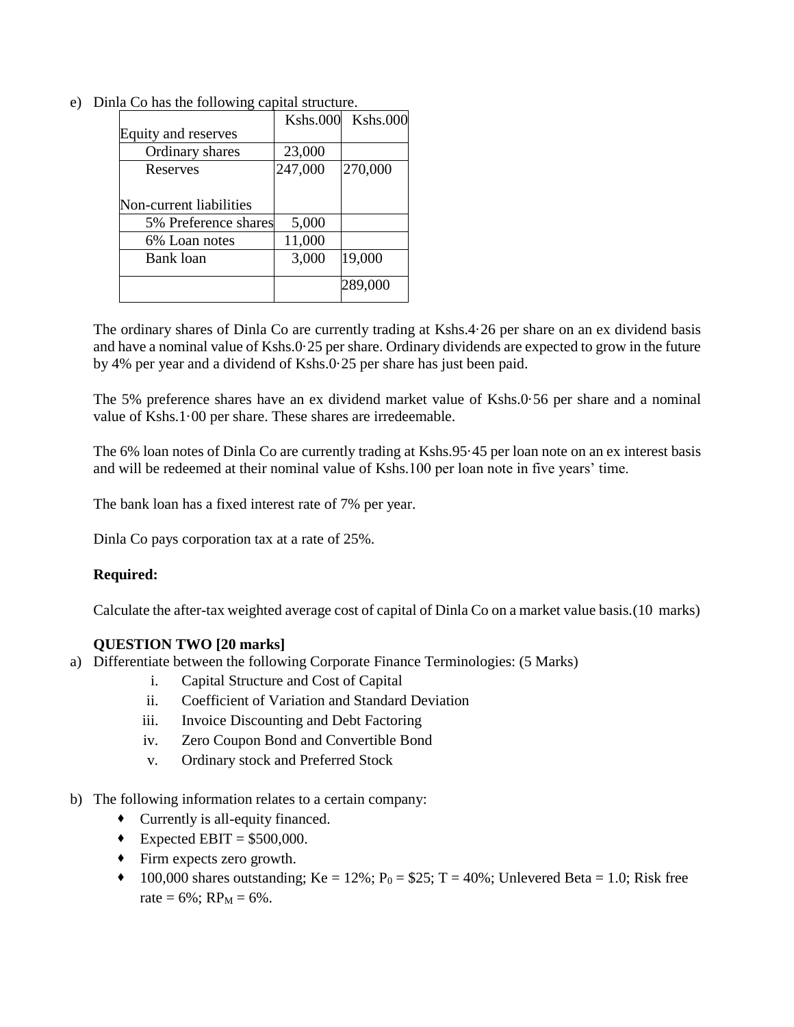e) Dinla Co has the following capital structure.

| | Kshs.000 | Kshs.000 |
|---|---|---|
| Equity and reserves | | |
| Ordinary shares | 23,000 | |
| Reserves | 247,000 | 270,000 |
| Non-current liabilities | | |
| 5% Preference shares | 5,000 | |
| 6% Loan notes | 11,000 | |
| Bank loan | 3,000 | 19,000 |
| | | 289,000 |

The ordinary shares of Dinla Co are currently trading at Kshs.4·26 per share on an ex dividend basis and have a nominal value of Kshs.0·25 per share. Ordinary dividends are expected to grow in the future by 4% per year and a dividend of Kshs.0·25 per share has just been paid.

The 5% preference shares have an ex dividend market value of Kshs.0·56 per share and a nominal value of Kshs.1·00 per share. These shares are irredeemable.

The 6% loan notes of Dinla Co are currently trading at Kshs.95·45 per loan note on an ex interest basis and will be redeemed at their nominal value of Kshs.100 per loan note in five years' time.

The bank loan has a fixed interest rate of 7% per year.

Dinla Co pays corporation tax at a rate of 25%.

**Required:**

Calculate the after-tax weighted average cost of capital of Dinla Co on a market value basis.(10 marks)

**QUESTION TWO [20 marks]**

a) Differentiate between the following Corporate Finance Terminologies: (5 Marks)
   i. Capital Structure and Cost of Capital
   ii. Coefficient of Variation and Standard Deviation
   iii. Invoice Discounting and Debt Factoring
   iv. Zero Coupon Bond and Convertible Bond
   v. Ordinary stock and Preferred Stock

b) The following information relates to a certain company:
   - Currently is all-equity financed.
   - Expected EBIT = \$500,000.
   - Firm expects zero growth.
   - 100,000 shares outstanding; Ke = 12%; $P_0$ = \$25; T = 40%; Unlevered Beta = 1.0; Risk free rate = 6%; $RP_M$ = 6%.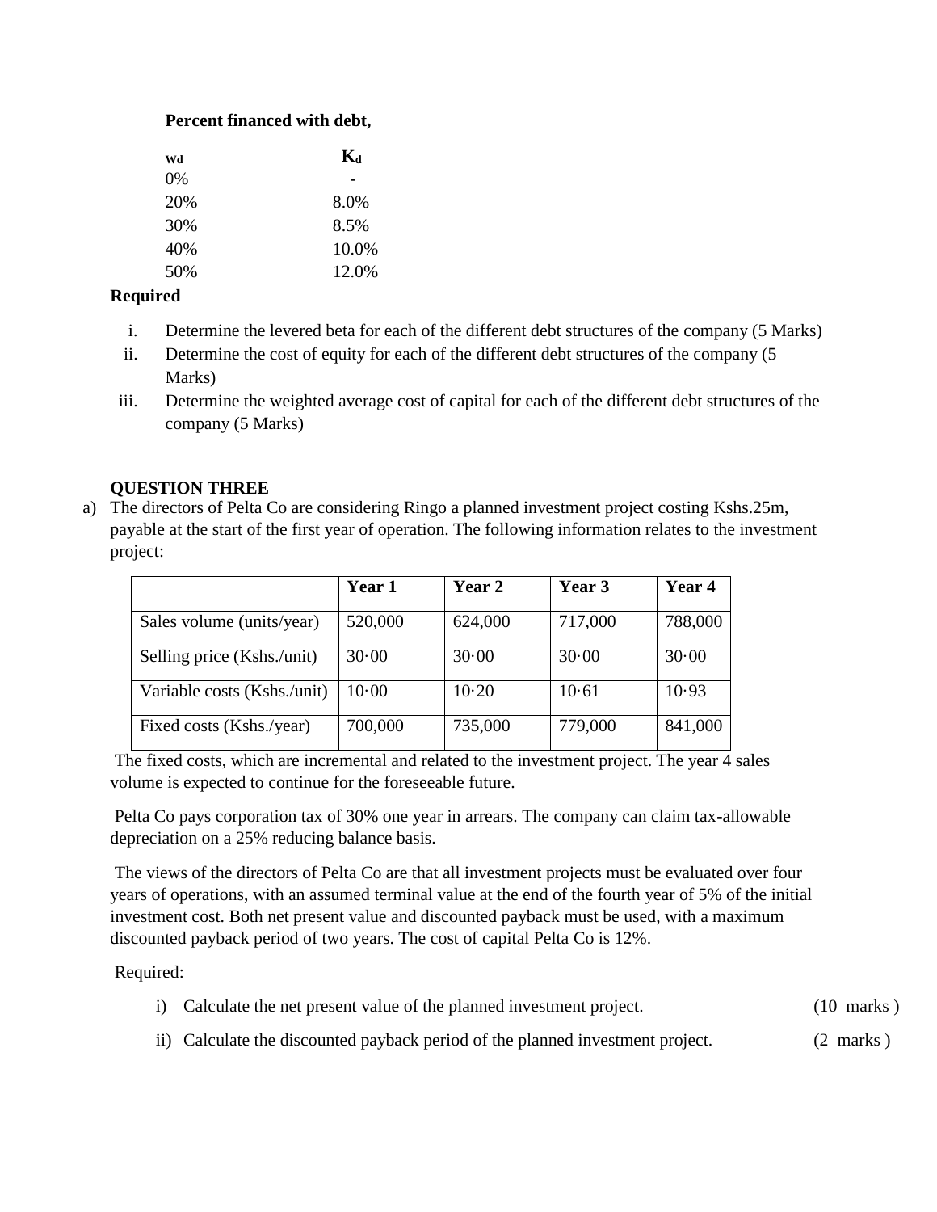**Percent financed with debt,**

| $w_d$ | $K_d$ |
|---|---|
| 0% | - |
| 20% | 8.0% |
| 30% | 8.5% |
| 40% | 10.0% |
| 50% | 12.0% |

**Required**

i. Determine the levered beta for each of the different debt structures of the company (5 Marks)

ii. Determine the cost of equity for each of the different debt structures of the company (5 Marks)

iii. Determine the weighted average cost of capital for each of the different debt structures of the company (5 Marks)

**QUESTION THREE**

a) The directors of Pelta Co are considering Ringo a planned investment project costing Kshs.25m, payable at the start of the first year of operation. The following information relates to the investment project:

| | **Year 1** | **Year 2** | **Year 3** | **Year 4** |
|---|---|---|---|---|
| Sales volume (units/year) | 520,000 | 624,000 | 717,000 | 788,000 |
| Selling price (Kshs./unit) | 30·00 | 30·00 | 30·00 | 30·00 |
| Variable costs (Kshs./unit) | 10·00 | 10·20 | 10·61 | 10·93 |
| Fixed costs (Kshs./year) | 700,000 | 735,000 | 779,000 | 841,000 |

The fixed costs, which are incremental and related to the investment project. The year 4 sales volume is expected to continue for the foreseeable future.

Pelta Co pays corporation tax of 30% one year in arrears. The company can claim tax-allowable depreciation on a 25% reducing balance basis.

The views of the directors of Pelta Co are that all investment projects must be evaluated over four years of operations, with an assumed terminal value at the end of the fourth year of 5% of the initial investment cost. Both net present value and discounted payback must be used, with a maximum discounted payback period of two years. The cost of capital Pelta Co is 12%.

Required:

i) Calculate the net present value of the planned investment project. (10 marks )

ii) Calculate the discounted payback period of the planned investment project. (2 marks )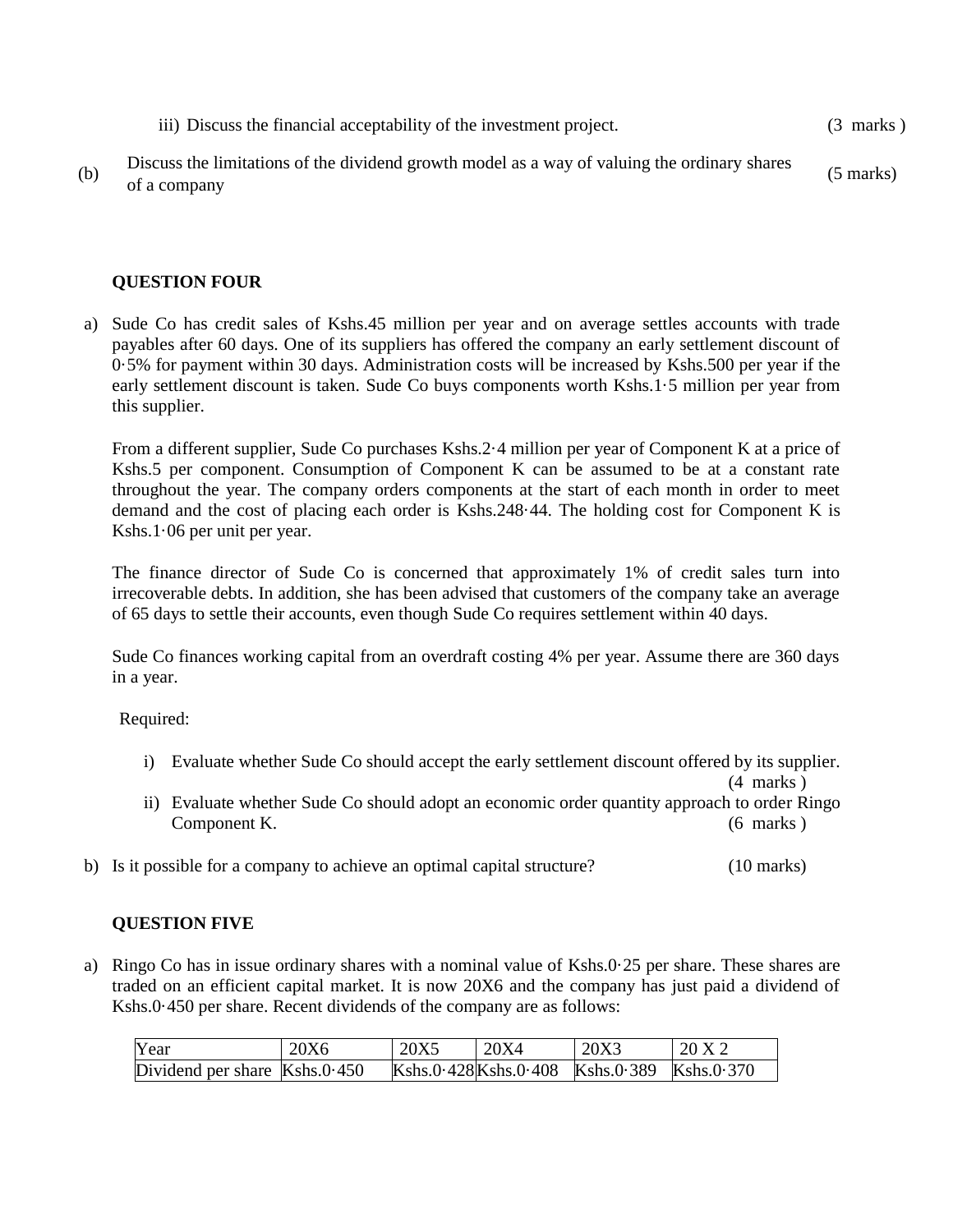iii) Discuss the financial acceptability of the investment project. (3 marks )

(b) Discuss the limitations of the dividend growth model as a way of valuing the ordinary shares of a company (5 marks)

**QUESTION FOUR**

a) Sude Co has credit sales of Kshs.45 million per year and on average settles accounts with trade payables after 60 days. One of its suppliers has offered the company an early settlement discount of 0·5% for payment within 30 days. Administration costs will be increased by Kshs.500 per year if the early settlement discount is taken. Sude Co buys components worth Kshs.1·5 million per year from this supplier.

From a different supplier, Sude Co purchases Kshs.2·4 million per year of Component K at a price of Kshs.5 per component. Consumption of Component K can be assumed to be at a constant rate throughout the year. The company orders components at the start of each month in order to meet demand and the cost of placing each order is Kshs.248·44. The holding cost for Component K is Kshs.1·06 per unit per year.

The finance director of Sude Co is concerned that approximately 1% of credit sales turn into irrecoverable debts. In addition, she has been advised that customers of the company take an average of 65 days to settle their accounts, even though Sude Co requires settlement within 40 days.

Sude Co finances working capital from an overdraft costing 4% per year. Assume there are 360 days in a year.

Required:

i) Evaluate whether Sude Co should accept the early settlement discount offered by its supplier. (4 marks )
ii) Evaluate whether Sude Co should adopt an economic order quantity approach to order Ringo Component K. (6 marks )

b) Is it possible for a company to achieve an optimal capital structure? (10 marks)

**QUESTION FIVE**

a) Ringo Co has in issue ordinary shares with a nominal value of Kshs.0·25 per share. These shares are traded on an efficient capital market. It is now 20X6 and the company has just paid a dividend of Kshs.0·450 per share. Recent dividends of the company are as follows:

| Year | 20X6 | 20X5 | 20X4 | 20X3 | 20 X 2 |
|---|---|---|---|---|---|
| Dividend per share | Kshs.0·450 | Kshs.0·428 | Kshs.0·408 | Kshs.0·389 | Kshs.0·370 |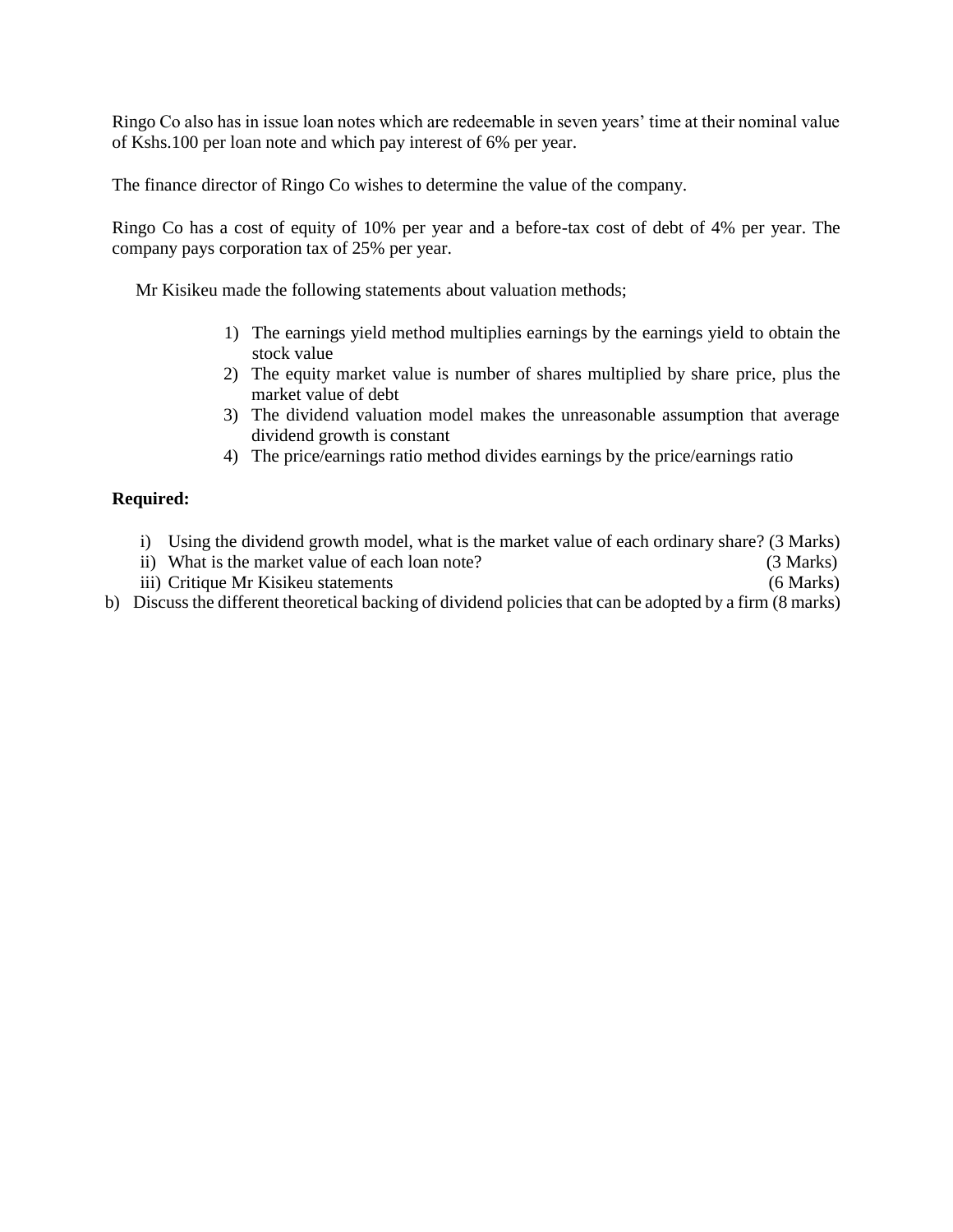Ringo Co also has in issue loan notes which are redeemable in seven years' time at their nominal value of Kshs.100 per loan note and which pay interest of 6% per year.

The finance director of Ringo Co wishes to determine the value of the company.

Ringo Co has a cost of equity of 10% per year and a before-tax cost of debt of 4% per year. The company pays corporation tax of 25% per year.

Mr Kisikeu made the following statements about valuation methods;

1) The earnings yield method multiplies earnings by the earnings yield to obtain the stock value
2) The equity market value is number of shares multiplied by share price, plus the market value of debt
3) The dividend valuation model makes the unreasonable assumption that average dividend growth is constant
4) The price/earnings ratio method divides earnings by the price/earnings ratio

**Required:**

i) Using the dividend growth model, what is the market value of each ordinary share? (3 Marks)
ii) What is the market value of each loan note? (3 Marks)
iii) Critique Mr Kisikeu statements (6 Marks)

b) Discuss the different theoretical backing of dividend policies that can be adopted by a firm (8 marks)